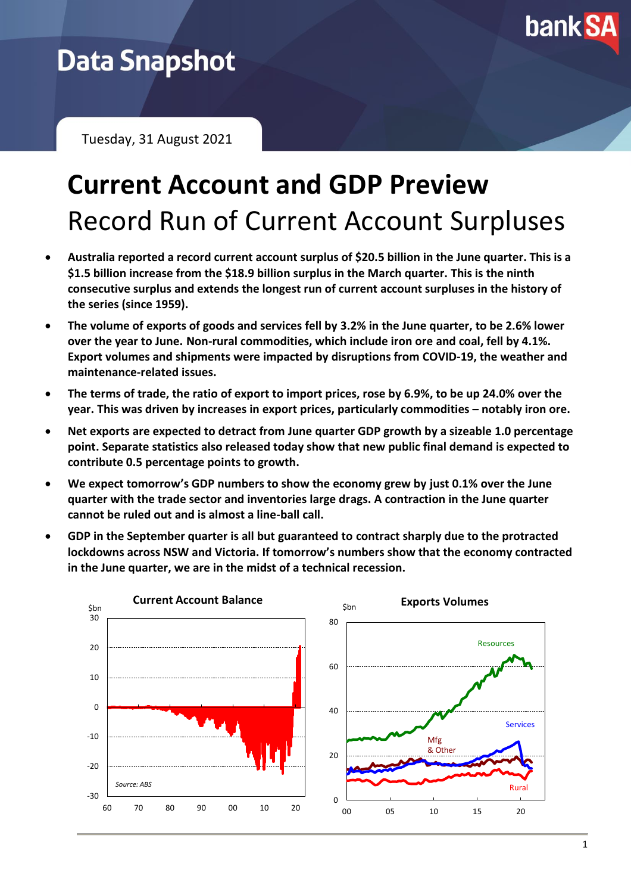# Data Snapshot

Tuesday, 31 August 2021

# Current Account and GDP Preview

## Record Run of Current Account Surpluses

- **Australia reported a record current account surplus of $20.5 billion in the June quarter. This is a $1.5 billion increase from the $18.9 billion surplus in the March quarter. This is the ninth consecutive surplus and extends the longest run of current account surpluses in the history of the series (since 1959).**
- **The volume of exports of goods and services fell by 3.2% in the June quarter, to be 2.6% lower over the year to June. Non-rural commodities, which include iron ore and coal, fell by 4.1%. Export volumes and shipments were impacted by disruptions from COVID-19, the weather and maintenance-related issues.**
- **The terms of trade, the ratio of export to import prices, rose by 6.9%, to be up 24.0% over the year. This was driven by increases in export prices, particularly commodities – notably iron ore.**
- **Net exports are expected to detract from June quarter GDP growth by a sizeable 1.0 percentage point. Separate statistics also released today show that new public final demand is expected to contribute 0.5 percentage points to growth.**
- **We expect tomorrow's GDP numbers to show the economy grew by just 0.1% over the June quarter with the trade sector and inventories large drags. A contraction in the June quarter cannot be ruled out and is almost a line-ball call.**
- **GDP in the September quarter is all but guaranteed to contract sharply due to the protracted lockdowns across NSW and Victoria. If tomorrow's numbers show that the economy contracted in the June quarter, we are in the midst of a technical recession.**

**Current Account Balance**

Source: ABS

**Exports Volumes**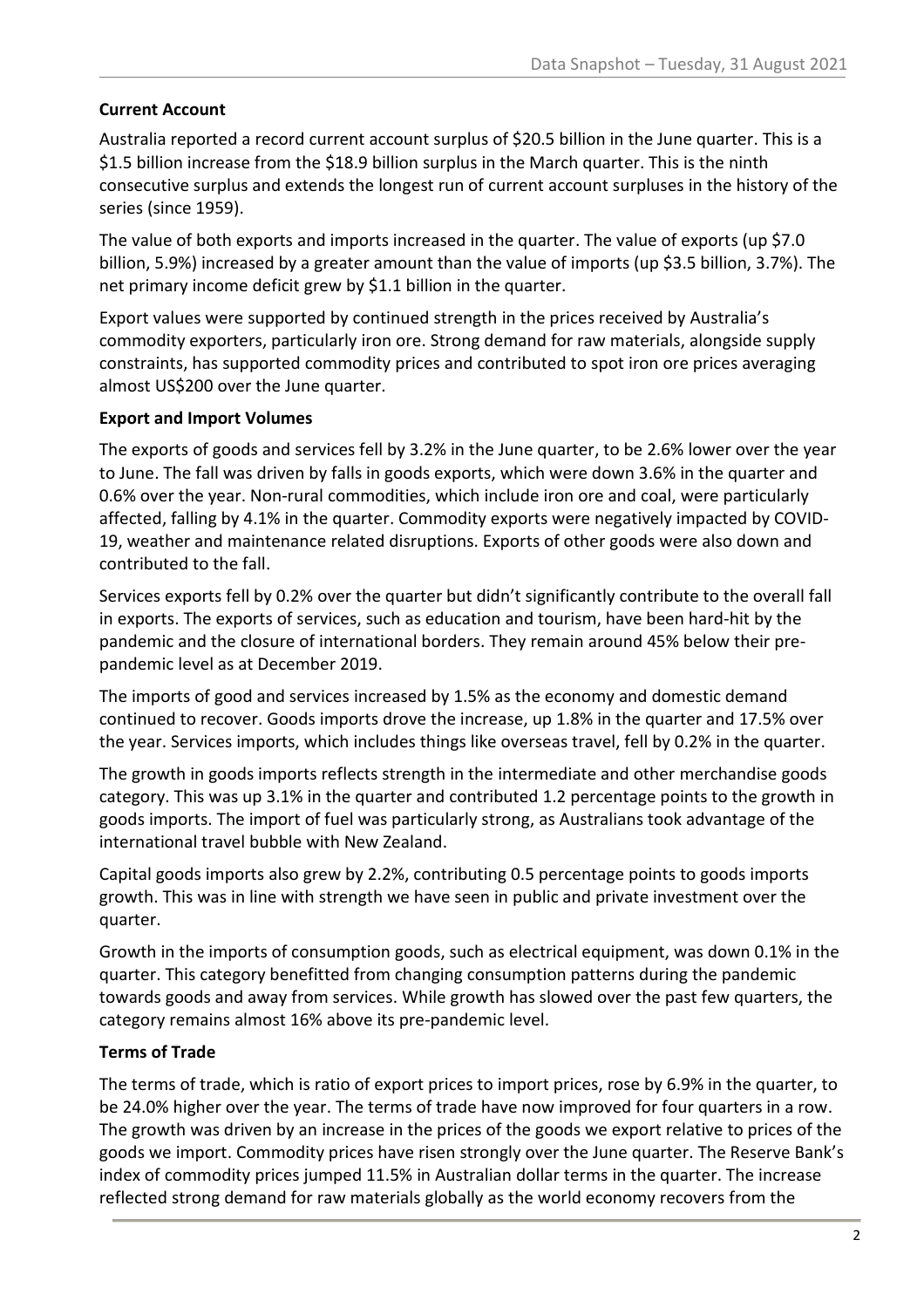## Current Account

Australia reported a record current account surplus of $20.5 billion in the June quarter. This is a $1.5 billion increase from the $18.9 billion surplus in the March quarter. This is the ninth consecutive surplus and extends the longest run of current account surpluses in the history of the series (since 1959).

The value of both exports and imports increased in the quarter. The value of exports (up $7.0 billion, 5.9%) increased by a greater amount than the value of imports (up $3.5 billion, 3.7%). The net primary income deficit grew by $1.1 billion in the quarter.

Export values were supported by continued strength in the prices received by Australia's commodity exporters, particularly iron ore. Strong demand for raw materials, alongside supply constraints, has supported commodity prices and contributed to spot iron ore prices averaging almost US$200 over the June quarter.

## Export and Import Volumes

The exports of goods and services fell by 3.2% in the June quarter, to be 2.6% lower over the year to June. The fall was driven by falls in goods exports, which were down 3.6% in the quarter and 0.6% over the year. Non-rural commodities, which include iron ore and coal, were particularly affected, falling by 4.1% in the quarter. Commodity exports were negatively impacted by COVID-19, weather and maintenance related disruptions. Exports of other goods were also down and contributed to the fall.

Services exports fell by 0.2% over the quarter but didn't significantly contribute to the overall fall in exports. The exports of services, such as education and tourism, have been hard-hit by the pandemic and the closure of international borders. They remain around 45% below their pre-pandemic level as at December 2019.

The imports of good and services increased by 1.5% as the economy and domestic demand continued to recover. Goods imports drove the increase, up 1.8% in the quarter and 17.5% over the year. Services imports, which includes things like overseas travel, fell by 0.2% in the quarter.

The growth in goods imports reflects strength in the intermediate and other merchandise goods category. This was up 3.1% in the quarter and contributed 1.2 percentage points to the growth in goods imports. The import of fuel was particularly strong, as Australians took advantage of the international travel bubble with New Zealand.

Capital goods imports also grew by 2.2%, contributing 0.5 percentage points to goods imports growth. This was in line with strength we have seen in public and private investment over the quarter.

Growth in the imports of consumption goods, such as electrical equipment, was down 0.1% in the quarter. This category benefitted from changing consumption patterns during the pandemic towards goods and away from services. While growth has slowed over the past few quarters, the category remains almost 16% above its pre-pandemic level.

## Terms of Trade

The terms of trade, which is ratio of export prices to import prices, rose by 6.9% in the quarter, to be 24.0% higher over the year. The terms of trade have now improved for four quarters in a row. The growth was driven by an increase in the prices of the goods we export relative to prices of the goods we import. Commodity prices have risen strongly over the June quarter. The Reserve Bank's index of commodity prices jumped 11.5% in Australian dollar terms in the quarter. The increase reflected strong demand for raw materials globally as the world economy recovers from the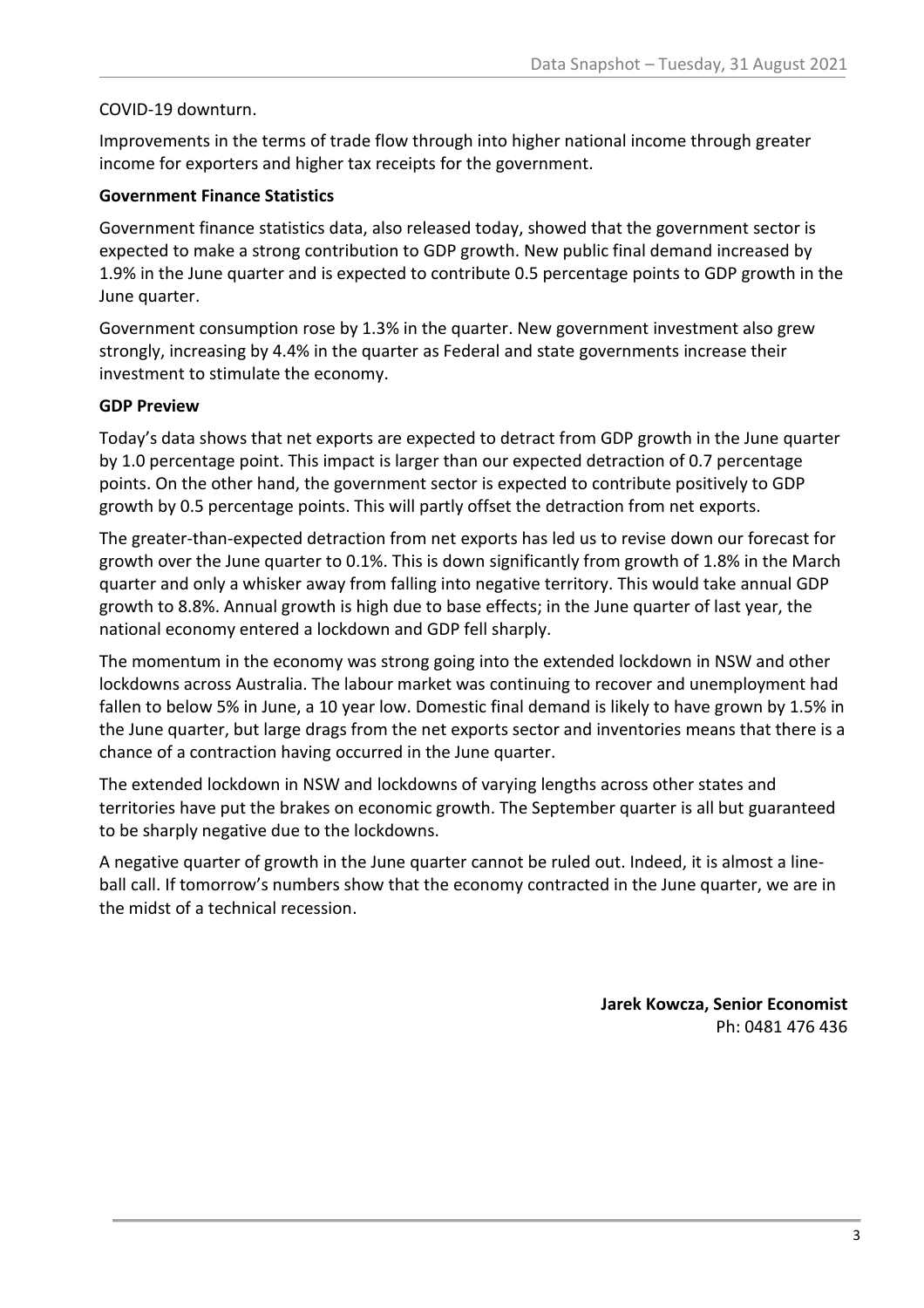COVID-19 downturn.

Improvements in the terms of trade flow through into higher national income through greater income for exporters and higher tax receipts for the government.

**Government Finance Statistics**

Government finance statistics data, also released today, showed that the government sector is expected to make a strong contribution to GDP growth. New public final demand increased by 1.9% in the June quarter and is expected to contribute 0.5 percentage points to GDP growth in the June quarter.

Government consumption rose by 1.3% in the quarter. New government investment also grew strongly, increasing by 4.4% in the quarter as Federal and state governments increase their investment to stimulate the economy.

**GDP Preview**

Today's data shows that net exports are expected to detract from GDP growth in the June quarter by 1.0 percentage point. This impact is larger than our expected detraction of 0.7 percentage points. On the other hand, the government sector is expected to contribute positively to GDP growth by 0.5 percentage points. This will partly offset the detraction from net exports.

The greater-than-expected detraction from net exports has led us to revise down our forecast for growth over the June quarter to 0.1%. This is down significantly from growth of 1.8% in the March quarter and only a whisker away from falling into negative territory. This would take annual GDP growth to 8.8%. Annual growth is high due to base effects; in the June quarter of last year, the national economy entered a lockdown and GDP fell sharply.

The momentum in the economy was strong going into the extended lockdown in NSW and other lockdowns across Australia. The labour market was continuing to recover and unemployment had fallen to below 5% in June, a 10 year low. Domestic final demand is likely to have grown by 1.5% in the June quarter, but large drags from the net exports sector and inventories means that there is a chance of a contraction having occurred in the June quarter.

The extended lockdown in NSW and lockdowns of varying lengths across other states and territories have put the brakes on economic growth. The September quarter is all but guaranteed to be sharply negative due to the lockdowns.

A negative quarter of growth in the June quarter cannot be ruled out. Indeed, it is almost a line-ball call. If tomorrow's numbers show that the economy contracted in the June quarter, we are in the midst of a technical recession.

**Jarek Kowcza, Senior Economist**
Ph: 0481 476 436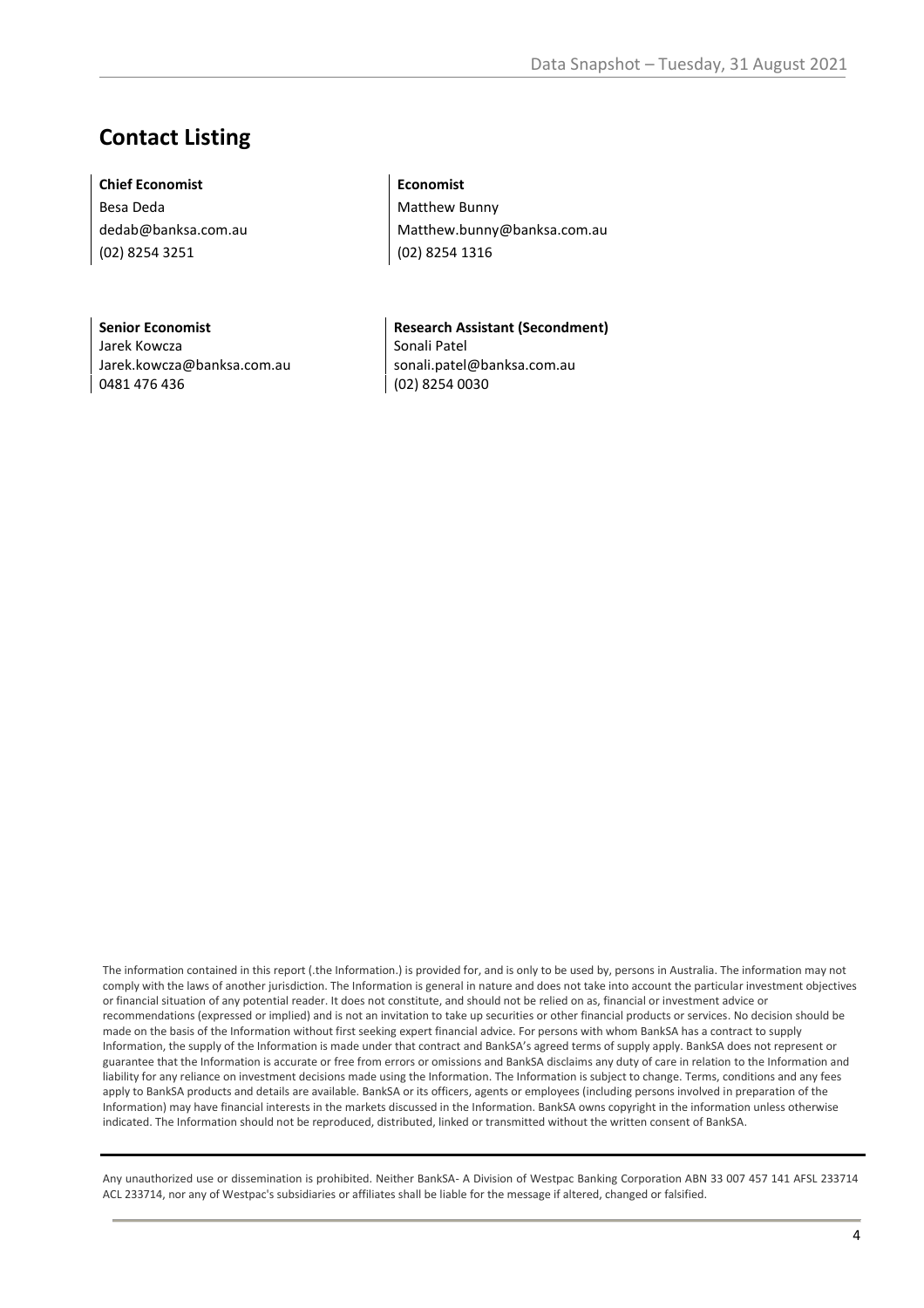## Contact Listing

**Chief Economist**
Besa Deda
dedab@banksa.com.au
(02) 8254 3251

**Economist**
Matthew Bunny
Matthew.bunny@banksa.com.au
(02) 8254 1316

**Senior Economist**
Jarek Kowcza
Jarek.kowcza@banksa.com.au
0481 476 436

**Research Assistant (Secondment)**
Sonali Patel
sonali.patel@banksa.com.au
(02) 8254 0030

The information contained in this report (.the Information.) is provided for, and is only to be used by, persons in Australia. The information may not comply with the laws of another jurisdiction. The Information is general in nature and does not take into account the particular investment objectives or financial situation of any potential reader. It does not constitute, and should not be relied on as, financial or investment advice or recommendations (expressed or implied) and is not an invitation to take up securities or other financial products or services. No decision should be made on the basis of the Information without first seeking expert financial advice. For persons with whom BankSA has a contract to supply Information, the supply of the Information is made under that contract and BankSA's agreed terms of supply apply. BankSA does not represent or guarantee that the Information is accurate or free from errors or omissions and BankSA disclaims any duty of care in relation to the Information and liability for any reliance on investment decisions made using the Information. The Information is subject to change. Terms, conditions and any fees apply to BankSA products and details are available. BankSA or its officers, agents or employees (including persons involved in preparation of the Information) may have financial interests in the markets discussed in the Information. BankSA owns copyright in the information unless otherwise indicated. The Information should not be reproduced, distributed, linked or transmitted without the written consent of BankSA.

Any unauthorized use or dissemination is prohibited. Neither BankSA- A Division of Westpac Banking Corporation ABN 33 007 457 141 AFSL 233714 ACL 233714, nor any of Westpac's subsidiaries or affiliates shall be liable for the message if altered, changed or falsified.